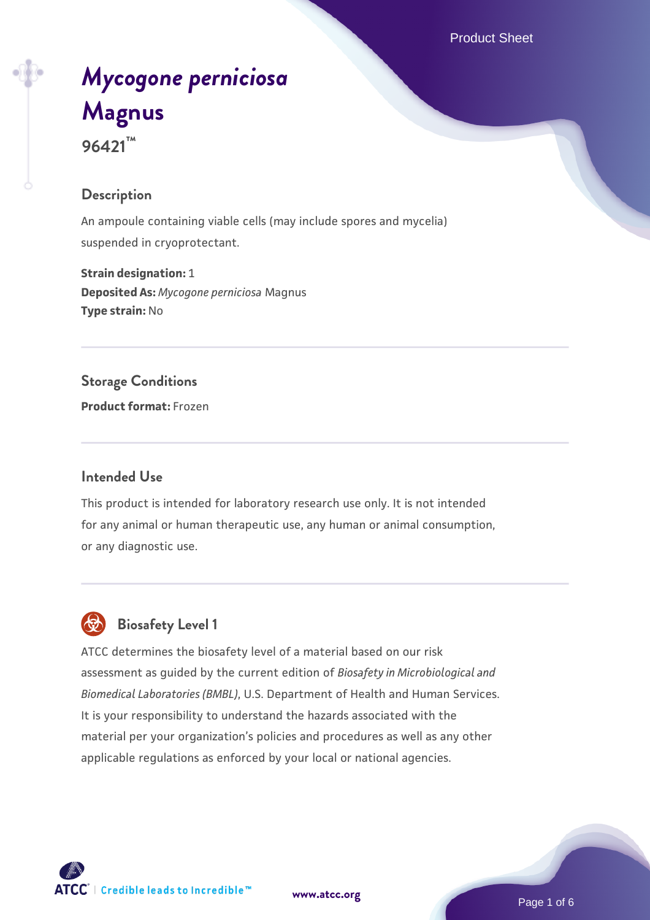# *Mycogone perniciosa* Magnus

**96421™**

## Description

An ampoule containing viable cells (may include spores and mycelia) suspended in cryoprotectant.

**Strain designation:** 1
**Deposited As:** *Mycogone perniciosa* Magnus
**Type strain:** No

## Storage Conditions

**Product format:** Frozen

## Intended Use

This product is intended for laboratory research use only. It is not intended for any animal or human therapeutic use, any human or animal consumption, or any diagnostic use.

## Biosafety Level 1

ATCC determines the biosafety level of a material based on our risk assessment as guided by the current edition of *Biosafety in Microbiological and Biomedical Laboratories (BMBL)*, U.S. Department of Health and Human Services. It is your responsibility to understand the hazards associated with the material per your organization's policies and procedures as well as any other applicable regulations as enforced by your local or national agencies.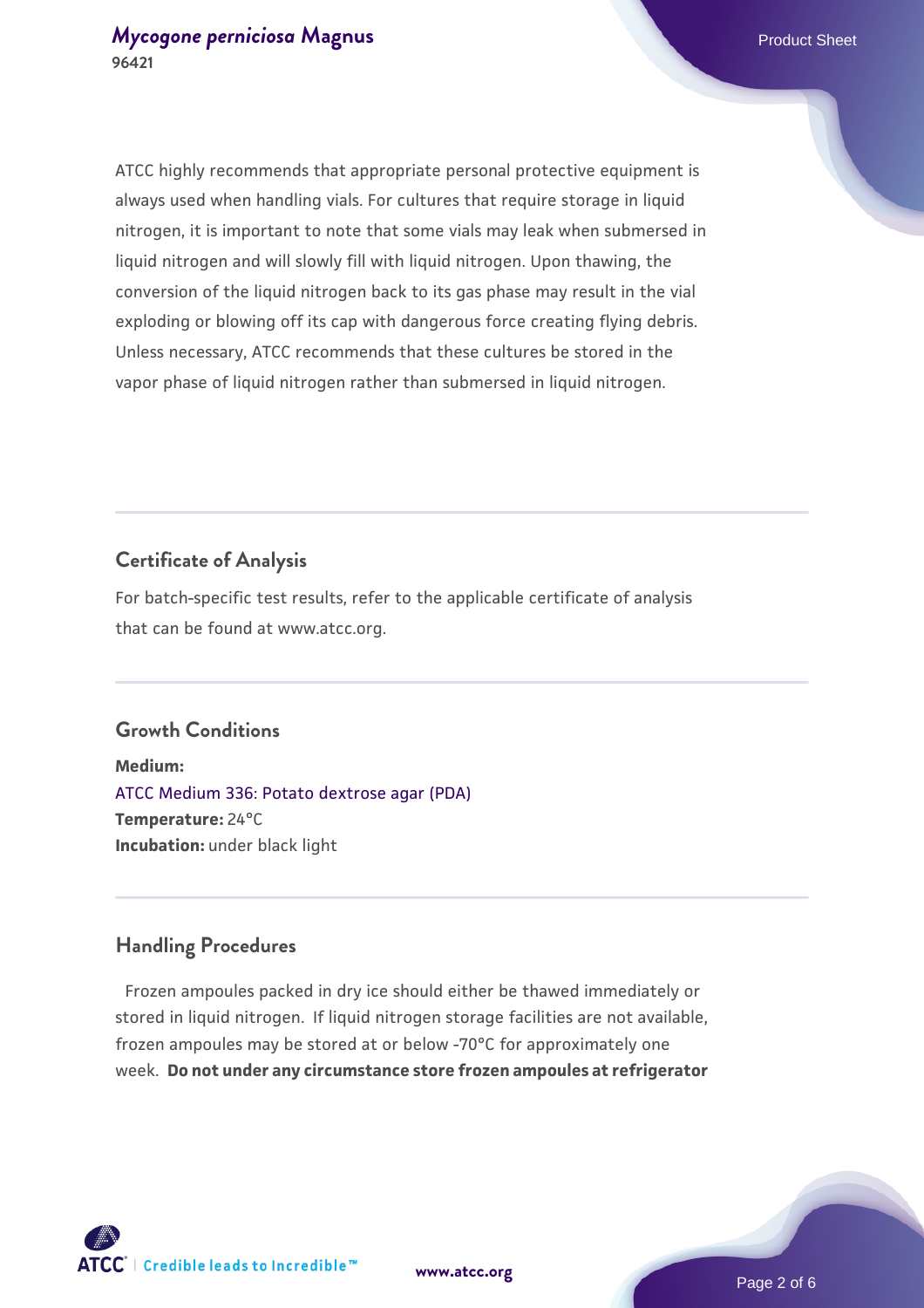ATCC highly recommends that appropriate personal protective equipment is always used when handling vials. For cultures that require storage in liquid nitrogen, it is important to note that some vials may leak when submersed in liquid nitrogen and will slowly fill with liquid nitrogen. Upon thawing, the conversion of the liquid nitrogen back to its gas phase may result in the vial exploding or blowing off its cap with dangerous force creating flying debris. Unless necessary, ATCC recommends that these cultures be stored in the vapor phase of liquid nitrogen rather than submersed in liquid nitrogen.

## Certificate of Analysis

For batch-specific test results, refer to the applicable certificate of analysis that can be found at www.atcc.org.

## Growth Conditions

**Medium:**
ATCC Medium 336: Potato dextrose agar (PDA)
**Temperature:** 24°C
**Incubation:** under black light

## Handling Procedures

Frozen ampoules packed in dry ice should either be thawed immediately or stored in liquid nitrogen. If liquid nitrogen storage facilities are not available, frozen ampoules may be stored at or below -70°C for approximately one week. **Do not under any circumstance store frozen ampoules at refrigerator**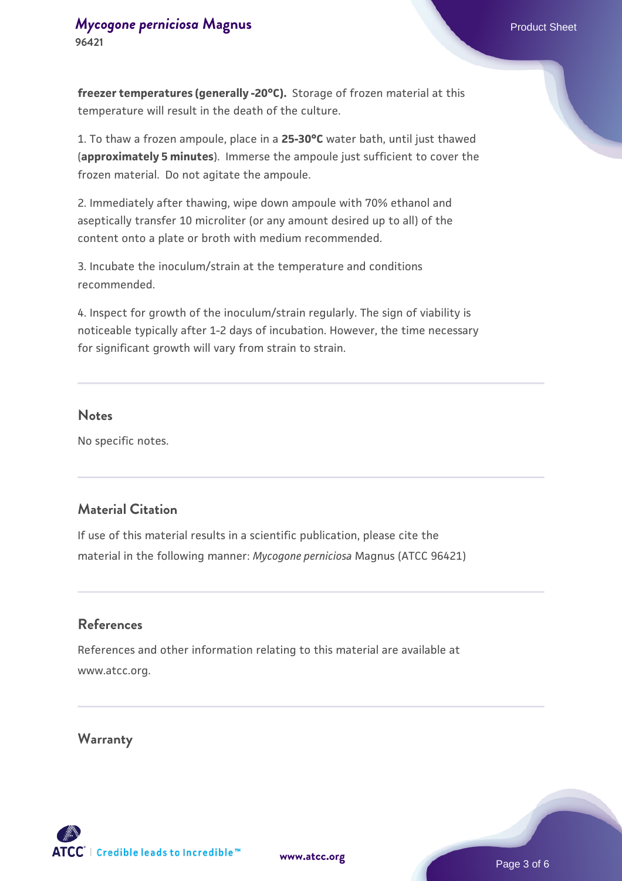**freezer temperatures (generally -20°C).** Storage of frozen material at this temperature will result in the death of the culture.

1. To thaw a frozen ampoule, place in a **25-30°C** water bath, until just thawed (**approximately 5 minutes**). Immerse the ampoule just sufficient to cover the frozen material. Do not agitate the ampoule.

2. Immediately after thawing, wipe down ampoule with 70% ethanol and aseptically transfer 10 microliter (or any amount desired up to all) of the content onto a plate or broth with medium recommended.

3. Incubate the inoculum/strain at the temperature and conditions recommended.

4. Inspect for growth of the inoculum/strain regularly. The sign of viability is noticeable typically after 1-2 days of incubation. However, the time necessary for significant growth will vary from strain to strain.

## Notes

No specific notes.

## Material Citation

If use of this material results in a scientific publication, please cite the material in the following manner: *Mycogone perniciosa* Magnus (ATCC 96421)

## References

References and other information relating to this material are available at www.atcc.org.

## Warranty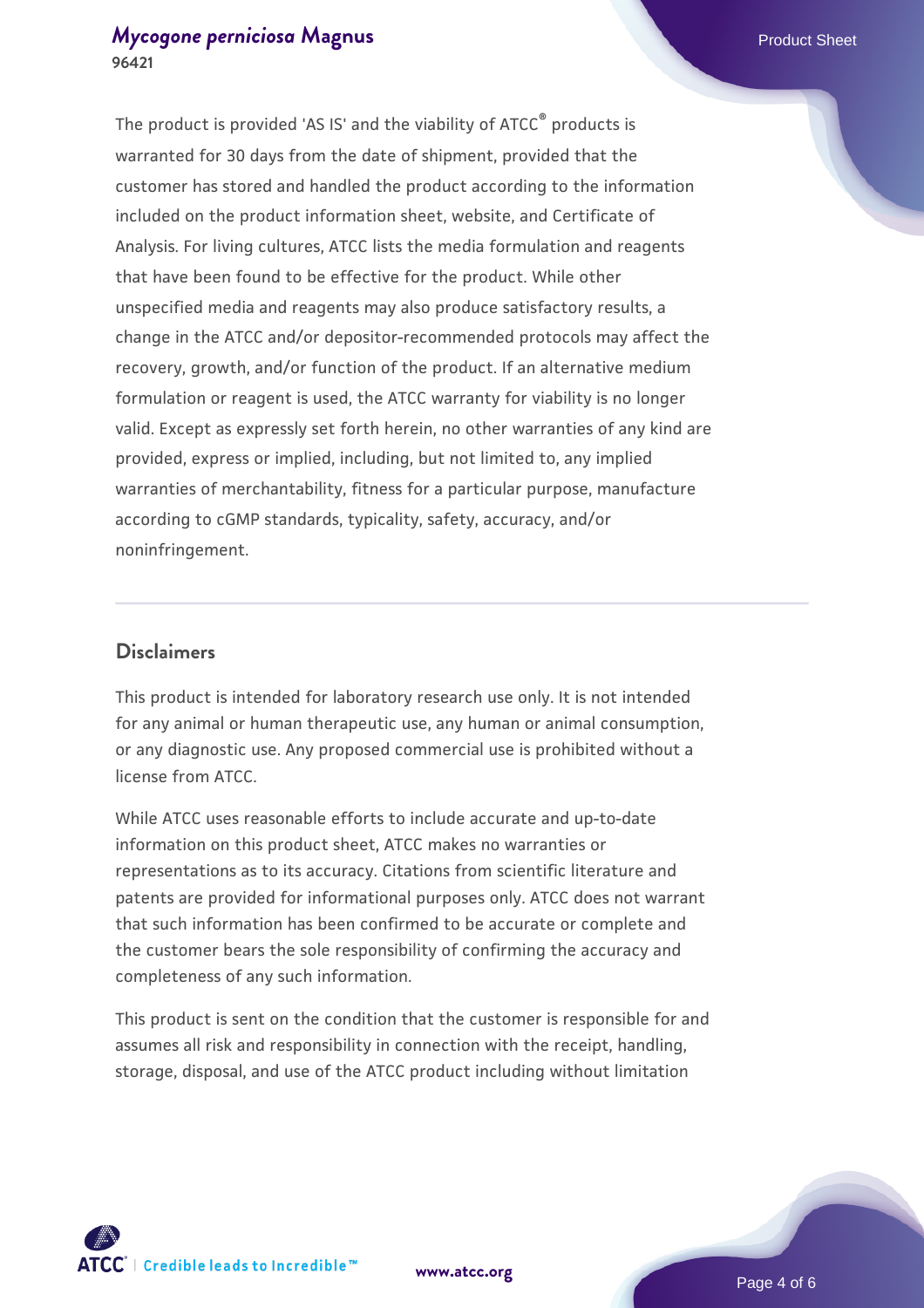The product is provided 'AS IS' and the viability of ATCC® products is warranted for 30 days from the date of shipment, provided that the customer has stored and handled the product according to the information included on the product information sheet, website, and Certificate of Analysis. For living cultures, ATCC lists the media formulation and reagents that have been found to be effective for the product. While other unspecified media and reagents may also produce satisfactory results, a change in the ATCC and/or depositor-recommended protocols may affect the recovery, growth, and/or function of the product. If an alternative medium formulation or reagent is used, the ATCC warranty for viability is no longer valid. Except as expressly set forth herein, no other warranties of any kind are provided, express or implied, including, but not limited to, any implied warranties of merchantability, fitness for a particular purpose, manufacture according to cGMP standards, typicality, safety, accuracy, and/or noninfringement.

## Disclaimers

This product is intended for laboratory research use only. It is not intended for any animal or human therapeutic use, any human or animal consumption, or any diagnostic use. Any proposed commercial use is prohibited without a license from ATCC.

While ATCC uses reasonable efforts to include accurate and up-to-date information on this product sheet, ATCC makes no warranties or representations as to its accuracy. Citations from scientific literature and patents are provided for informational purposes only. ATCC does not warrant that such information has been confirmed to be accurate or complete and the customer bears the sole responsibility of confirming the accuracy and completeness of any such information.

This product is sent on the condition that the customer is responsible for and assumes all risk and responsibility in connection with the receipt, handling, storage, disposal, and use of the ATCC product including without limitation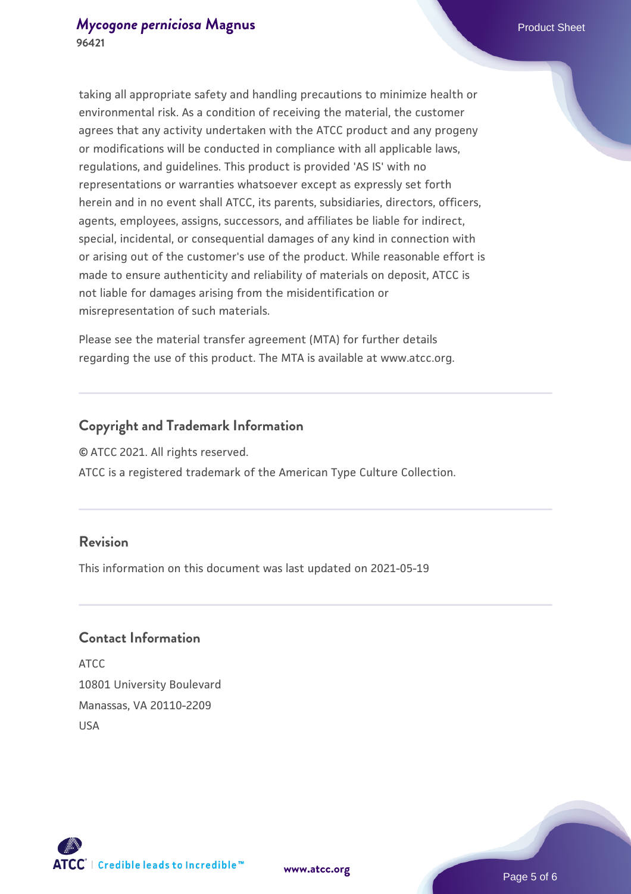taking all appropriate safety and handling precautions to minimize health or environmental risk. As a condition of receiving the material, the customer agrees that any activity undertaken with the ATCC product and any progeny or modifications will be conducted in compliance with all applicable laws, regulations, and guidelines. This product is provided 'AS IS' with no representations or warranties whatsoever except as expressly set forth herein and in no event shall ATCC, its parents, subsidiaries, directors, officers, agents, employees, assigns, successors, and affiliates be liable for indirect, special, incidental, or consequential damages of any kind in connection with or arising out of the customer's use of the product. While reasonable effort is made to ensure authenticity and reliability of materials on deposit, ATCC is not liable for damages arising from the misidentification or misrepresentation of such materials.

Please see the material transfer agreement (MTA) for further details regarding the use of this product. The MTA is available at www.atcc.org.

## Copyright and Trademark Information

© ATCC 2021. All rights reserved.
ATCC is a registered trademark of the American Type Culture Collection.

## Revision

This information on this document was last updated on 2021-05-19

## Contact Information

ATCC
10801 University Boulevard
Manassas, VA 20110-2209
USA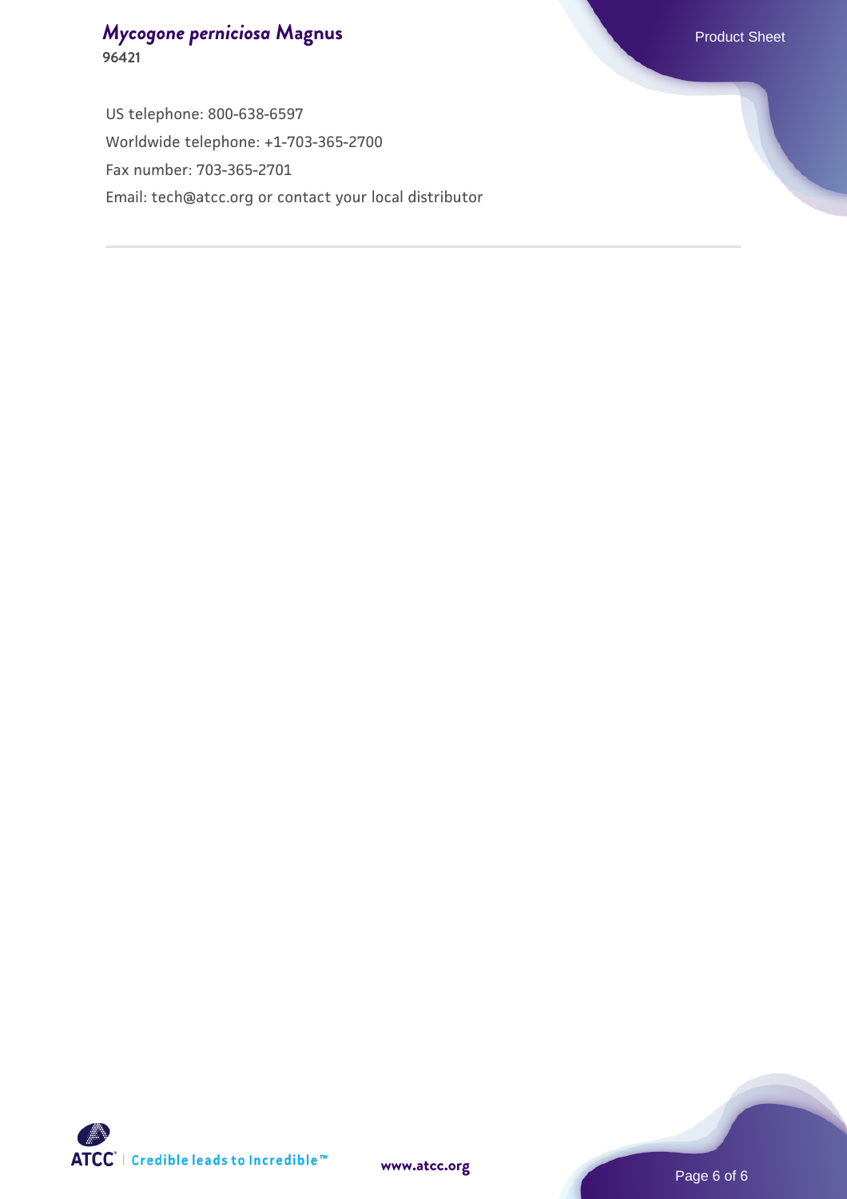US telephone: 800-638-6597

Worldwide telephone: +1-703-365-2700

Fax number: 703-365-2701

Email: tech@atcc.org or contact your local distributor